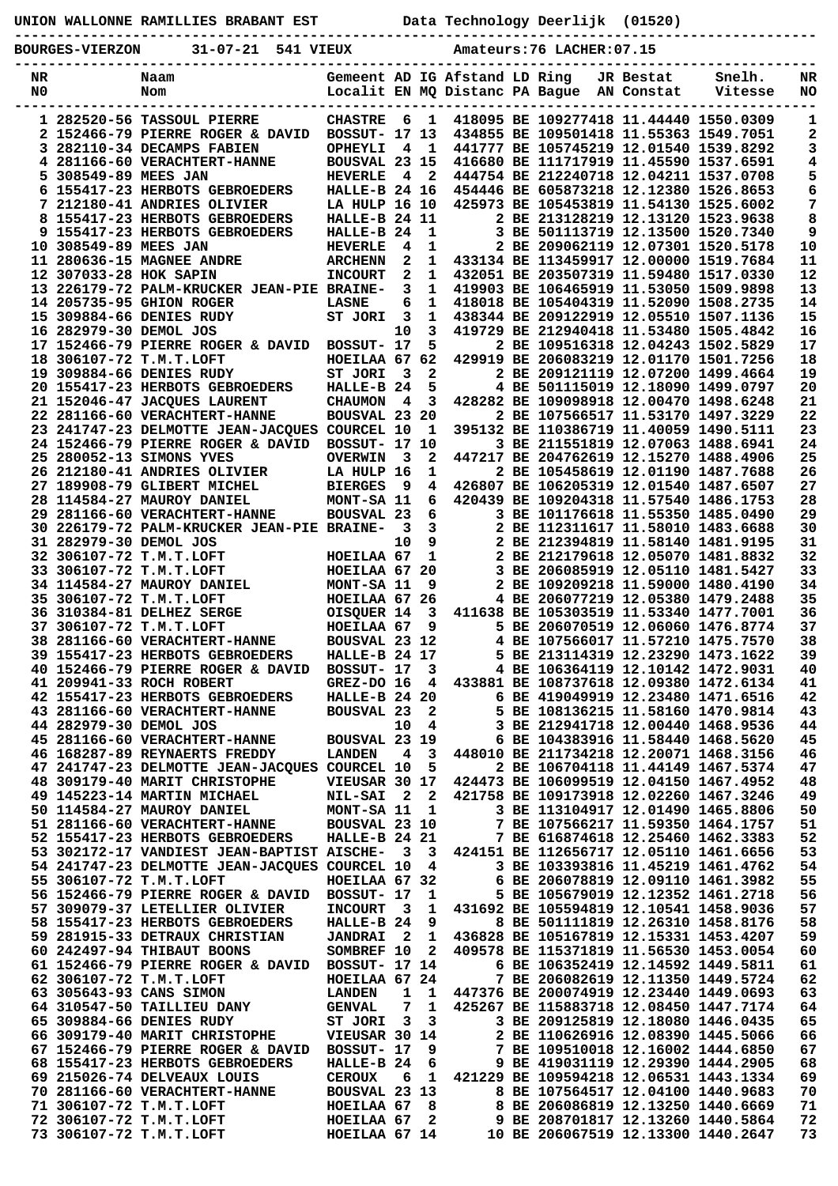UNION WALLONNE RAMILLIES BRABANT EST          Data Technology Deerlijk  (01520)

BOURGES-VIERZON     31-07-21  541 VIEUX          Amateurs:76 LACHER:07.15

| NR NO | Naam Nom | Gemeent Localit | AD EN | IG MQ | Afstand Distanc | LD PA | Ring Bague | JR AN | Bestat Constat | Snelh. Vitesse | NR NO |
|---|---|---|---|---|---|---|---|---|---|---|---|
| 1 | 282520-56 TASSOUL PIERRE | CHASTRE | 6 | 1 | 418095 | BE | 1092774 | 18 | 11.44440 | 1550.0309 | 1 |
| 2 | 152466-79 PIERRE ROGER & DAVID | BOSSUT- | 17 | 13 | 434855 | BE | 1095014 | 18 | 11.55363 | 1549.7051 | 2 |
| 3 | 282110-34 DECAMPS FABIEN | OPHEYLI | 4 | 1 | 441777 | BE | 1057452 | 19 | 12.01540 | 1539.8292 | 3 |
| 4 | 281166-60 VERACHTERT-HANNE | BOUSVAL | 23 | 15 | 416680 | BE | 1117179 | 19 | 11.45590 | 1537.6591 | 4 |
| 5 | 308549-89 MEES JAN | HEVERLE | 4 | 2 | 444754 | BE | 2122407 | 18 | 12.04211 | 1537.0708 | 5 |
| 6 | 155417-23 HERBOTS GEBROEDERS | HALLE-B | 24 | 16 | 454446 | BE | 6058732 | 18 | 12.12380 | 1526.8653 | 6 |
| 7 | 212180-41 ANDRIES OLIVIER | LA HULP | 16 | 10 | 425973 | BE | 1054538 | 19 | 11.54130 | 1525.6002 | 7 |
| 8 | 155417-23 HERBOTS GEBROEDERS | HALLE-B | 24 | 11 | 2 | BE | 2131282 | 19 | 12.13120 | 1523.9638 | 8 |
| 9 | 155417-23 HERBOTS GEBROEDERS | HALLE-B | 24 | 1 | 3 | BE | 5011137 | 19 | 12.13500 | 1520.7340 | 9 |
| 10 | 308549-89 MEES JAN | HEVERLE | 4 | 1 | 2 | BE | 2090621 | 19 | 12.07301 | 1520.5178 | 10 |
| 11 | 280636-15 MAGNEE ANDRE | ARCHENN | 2 | 1 | 433134 | BE | 1134599 | 17 | 12.00000 | 1519.7684 | 11 |
| 12 | 307033-28 HOK SAPIN | INCOURT | 2 | 1 | 432051 | BE | 2035073 | 19 | 11.59480 | 1517.0330 | 12 |
| 13 | 226179-72 PALM-KRUCKER JEAN-PIE | BRAINE- | 3 | 1 | 419903 | BE | 1064659 | 19 | 11.53050 | 1509.9898 | 13 |
| 14 | 205735-95 GHION ROGER | LASNE | 6 | 1 | 418018 | BE | 1054043 | 19 | 11.52090 | 1508.2735 | 14 |
| 15 | 309884-66 DENIES RUDY | ST JORI | 3 | 1 | 438344 | BE | 2091229 | 19 | 12.05510 | 1507.1136 | 15 |
| 16 | 282979-30 DEMOL JOS | | 10 | 3 | 419729 | BE | 2129404 | 18 | 11.53480 | 1505.4842 | 16 |
| 17 | 152466-79 PIERRE ROGER & DAVID | BOSSUT- | 17 | 5 | 2 | BE | 1095163 | 18 | 12.04243 | 1502.5829 | 17 |
| 18 | 306107-72 T.M.T.LOFT | HOEILAA | 67 | 62 | 429919 | BE | 2060832 | 19 | 12.01170 | 1501.7256 | 18 |
| 19 | 309884-66 DENIES RUDY | ST JORI | 3 | 2 | 2 | BE | 2091211 | 19 | 12.07200 | 1499.4664 | 19 |
| 20 | 155417-23 HERBOTS GEBROEDERS | HALLE-B | 24 | 5 | 4 | BE | 5011150 | 19 | 12.18090 | 1499.0797 | 20 |
| 21 | 152046-47 JACQUES LAURENT | CHAUMON | 4 | 3 | 428282 | BE | 1090989 | 18 | 12.00470 | 1498.6248 | 21 |
| 22 | 281166-60 VERACHTERT-HANNE | BOUSVAL | 23 | 20 | 2 | BE | 1075665 | 17 | 11.53170 | 1497.3229 | 22 |
| 23 | 241747-23 DELMOTTE JEAN-JACQUES | COURCEL | 10 | 1 | 395132 | BE | 1103867 | 19 | 11.40059 | 1490.5111 | 23 |
| 24 | 152466-79 PIERRE ROGER & DAVID | BOSSUT- | 17 | 10 | 3 | BE | 2115518 | 19 | 12.07063 | 1488.6941 | 24 |
| 25 | 280052-13 SIMONS YVES | OVERWIN | 3 | 2 | 447217 | BE | 2047626 | 19 | 12.15270 | 1488.4906 | 25 |
| 26 | 212180-41 ANDRIES OLIVIER | LA HULP | 16 | 1 | 2 | BE | 1054586 | 19 | 12.01190 | 1487.7688 | 26 |
| 27 | 189908-79 GLIBERT MICHEL | BIERGES | 9 | 4 | 426807 | BE | 1062053 | 19 | 12.01540 | 1487.6507 | 27 |
| 28 | 114584-27 MAUROY DANIEL | MONT-SA | 11 | 6 | 420439 | BE | 1092043 | 18 | 11.57540 | 1486.1753 | 28 |
| 29 | 281166-60 VERACHTERT-HANNE | BOUSVAL | 23 | 6 | 3 | BE | 1011766 | 18 | 11.55350 | 1485.0490 | 29 |
| 30 | 226179-72 PALM-KRUCKER JEAN-PIE | BRAINE- | 3 | 3 | 2 | BE | 1123116 | 17 | 11.58010 | 1483.6688 | 30 |
| 31 | 282979-30 DEMOL JOS | | 10 | 9 | 2 | BE | 2123948 | 19 | 11.58140 | 1481.9195 | 31 |
| 32 | 306107-72 T.M.T.LOFT | HOEILAA | 67 | 1 | 2 | BE | 2121796 | 18 | 12.05070 | 1481.8832 | 32 |
| 33 | 306107-72 T.M.T.LOFT | HOEILAA | 67 | 20 | 3 | BE | 2060859 | 19 | 12.05110 | 1481.5427 | 33 |
| 34 | 114584-27 MAUROY DANIEL | MONT-SA | 11 | 9 | 2 | BE | 1092092 | 18 | 11.59000 | 1480.4190 | 34 |
| 35 | 306107-72 T.M.T.LOFT | HOEILAA | 67 | 26 | 4 | BE | 2060772 | 19 | 12.05380 | 1479.2488 | 35 |
| 36 | 310384-81 DELHEZ SERGE | OISQUER | 14 | 3 | 411638 | BE | 1053035 | 19 | 11.53340 | 1477.7001 | 36 |
| 37 | 306107-72 T.M.T.LOFT | HOEILAA | 67 | 9 | 5 | BE | 2060705 | 19 | 12.06060 | 1476.8774 | 37 |
| 38 | 281166-60 VERACHTERT-HANNE | BOUSVAL | 23 | 12 | 4 | BE | 1075660 | 17 | 11.57210 | 1475.7570 | 38 |
| 39 | 155417-23 HERBOTS GEBROEDERS | HALLE-B | 24 | 17 | 5 | BE | 2131143 | 19 | 12.23290 | 1473.1622 | 39 |
| 40 | 152466-79 PIERRE ROGER & DAVID | BOSSUT- | 17 | 3 | 4 | BE | 1063641 | 19 | 12.10142 | 1472.9031 | 40 |
| 41 | 209941-33 ROCH ROBERT | GREZ-DO | 16 | 4 | 433881 | BE | 1087376 | 18 | 12.09380 | 1472.6134 | 41 |
| 42 | 155417-23 HERBOTS GEBROEDERS | HALLE-B | 24 | 20 | 6 | BE | 4190499 | 19 | 12.23480 | 1471.6516 | 42 |
| 43 | 281166-60 VERACHTERT-HANNE | BOUSVAL | 23 | 2 | 5 | BE | 1081362 | 15 | 11.58160 | 1470.9814 | 43 |
| 44 | 282979-30 DEMOL JOS | | 10 | 4 | 3 | BE | 2129417 | 18 | 12.00440 | 1468.9536 | 44 |
| 45 | 281166-60 VERACHTERT-HANNE | BOUSVAL | 23 | 19 | 6 | BE | 1043839 | 16 | 11.58440 | 1468.5620 | 45 |
| 46 | 168287-89 REYNAERTS FREDDY | LANDEN | 4 | 3 | 448010 | BE | 2117342 | 18 | 12.20071 | 1468.3156 | 46 |
| 47 | 241747-23 DELMOTTE JEAN-JACQUES | COURCEL | 10 | 5 | 2 | BE | 1067041 | 18 | 11.44149 | 1467.5374 | 47 |
| 48 | 309179-40 MARIT CHRISTOPHE | VIEUSAR | 30 | 17 | 424473 | BE | 1060995 | 19 | 12.04150 | 1467.4952 | 48 |
| 49 | 145223-14 MARTIN MICHAEL | NIL-SAI | 2 | 2 | 421758 | BE | 1091739 | 18 | 12.02260 | 1467.3246 | 49 |
| 50 | 114584-27 MAUROY DANIEL | MONT-SA | 11 | 1 | 3 | BE | 1131049 | 17 | 12.01490 | 1465.8806 | 50 |
| 51 | 281166-60 VERACHTERT-HANNE | BOUSVAL | 23 | 10 | 7 | BE | 1075662 | 17 | 11.59350 | 1464.1757 | 51 |
| 52 | 155417-23 HERBOTS GEBROEDERS | HALLE-B | 24 | 21 | 7 | BE | 6168746 | 18 | 12.25460 | 1462.3383 | 52 |
| 53 | 302172-17 VANDIEST JEAN-BAPTIST | AISCHE- | 3 | 3 | 424151 | BE | 1126567 | 17 | 12.05110 | 1461.6656 | 53 |
| 54 | 241747-23 DELMOTTE JEAN-JACQUES | COURCEL | 10 | 4 | 3 | BE | 1033938 | 16 | 11.45219 | 1461.4762 | 54 |
| 55 | 306107-72 T.M.T.LOFT | HOEILAA | 67 | 32 | 6 | BE | 2060788 | 19 | 12.09110 | 1461.3982 | 55 |
| 56 | 152466-79 PIERRE ROGER & DAVID | BOSSUT- | 17 | 1 | 5 | BE | 1056790 | 19 | 12.12352 | 1461.2718 | 56 |
| 57 | 309079-37 LETELLIER OLIVIER | INCOURT | 3 | 1 | 431692 | BE | 1055948 | 19 | 12.10541 | 1458.9036 | 57 |
| 58 | 155417-23 HERBOTS GEBROEDERS | HALLE-B | 24 | 9 | 8 | BE | 5011118 | 19 | 12.26310 | 1458.8176 | 58 |
| 59 | 281915-33 DETRAUX CHRISTIAN | JANDRAI | 2 | 1 | 436828 | BE | 1051678 | 19 | 12.15331 | 1453.4207 | 59 |
| 60 | 242497-94 THIBAUT BOONS | SOMBREF | 10 | 2 | 409578 | BE | 1153718 | 19 | 11.56530 | 1453.0054 | 60 |
| 61 | 152466-79 PIERRE ROGER & DAVID | BOSSUT- | 17 | 14 | 6 | BE | 1063524 | 19 | 12.14592 | 1449.5811 | 61 |
| 62 | 306107-72 T.M.T.LOFT | HOEILAA | 67 | 24 | 7 | BE | 2060826 | 19 | 12.11350 | 1449.5724 | 62 |
| 63 | 305643-93 CANS SIMON | LANDEN | 1 | 1 | 447376 | BE | 2000749 | 19 | 12.23440 | 1449.0693 | 63 |
| 64 | 310547-50 TAILLIEU DANY | GENVAL | 7 | 1 | 425267 | BE | 1158837 | 18 | 12.08450 | 1447.7174 | 64 |
| 65 | 309884-66 DENIES RUDY | ST JORI | 3 | 3 | 3 | BE | 2091258 | 19 | 12.18080 | 1446.0435 | 65 |
| 66 | 309179-40 MARIT CHRISTOPHE | VIEUSAR | 30 | 14 | 2 | BE | 1106269 | 16 | 12.08390 | 1445.5066 | 66 |
| 67 | 152466-79 PIERRE ROGER & DAVID | BOSSUT- | 17 | 9 | 7 | BE | 1095100 | 18 | 12.16002 | 1444.6850 | 67 |
| 68 | 155417-23 HERBOTS GEBROEDERS | HALLE-B | 24 | 6 | 9 | BE | 4190311 | 19 | 12.29390 | 1444.2905 | 68 |
| 69 | 215026-74 DELVEAUX LOUIS | CEROUX | 6 | 1 | 421229 | BE | 1095942 | 18 | 12.06531 | 1443.1334 | 69 |
| 70 | 281166-60 VERACHTERT-HANNE | BOUSVAL | 23 | 13 | 8 | BE | 1075645 | 17 | 12.04100 | 1440.9683 | 70 |
| 71 | 306107-72 T.M.T.LOFT | HOEILAA | 67 | 8 | 8 | BE | 2060868 | 19 | 12.13250 | 1440.6669 | 71 |
| 72 | 306107-72 T.M.T.LOFT | HOEILAA | 67 | 2 | 9 | BE | 2087018 | 17 | 12.13260 | 1440.5864 | 72 |
| 73 | 306107-72 T.M.T.LOFT | HOEILAA | 67 | 14 | 10 | BE | 2060675 | 19 | 12.13300 | 1440.2647 | 73 |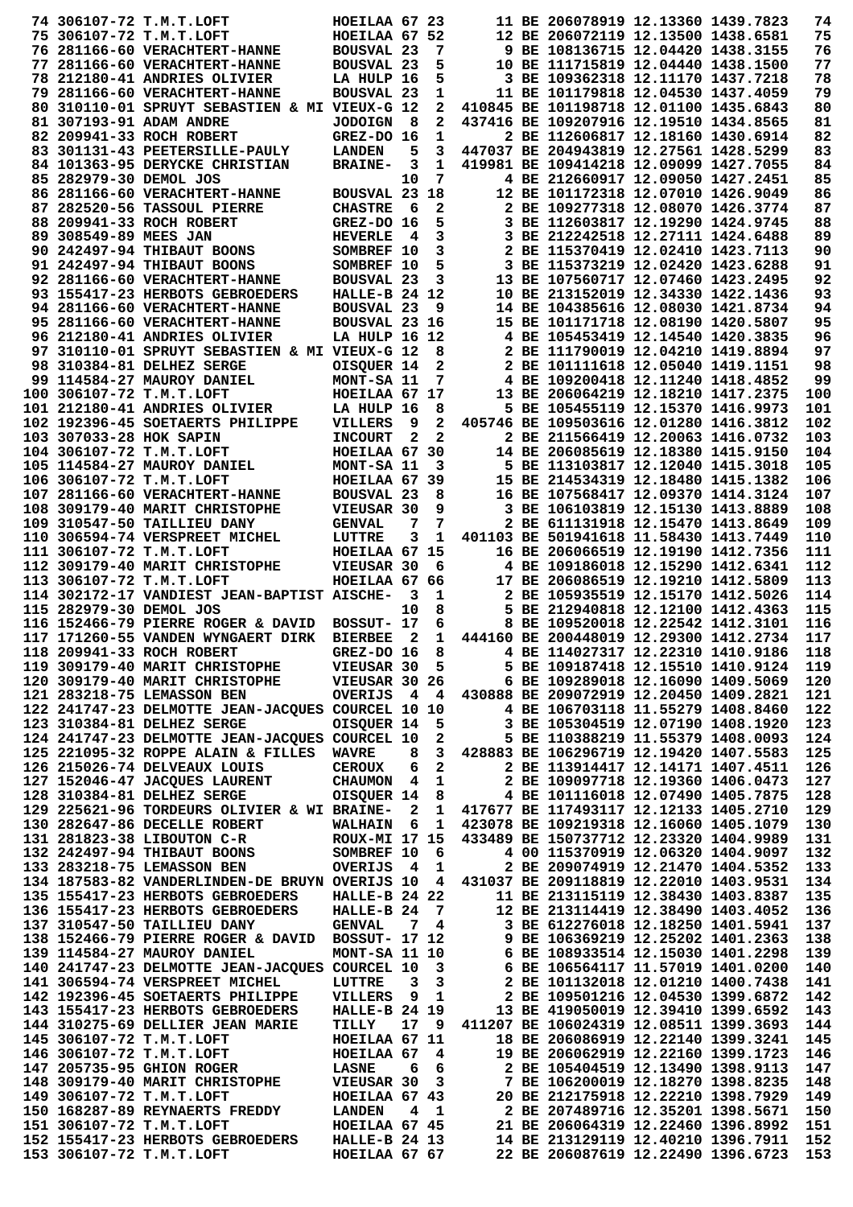```
 74 306107-72 T.M.T.LOFT             HOEILAA 67 23       11 BE 206078919 12.13360 1439.7823   74
 75 306107-72 T.M.T.LOFT             HOEILAA 67 52       12 BE 206072119 12.13500 1438.6581   75
 76 281166-60 VERACHTERT-HANNE       BOUSVAL 23  7        9 BE 108136715 12.04420 1438.3155   76
 77 281166-60 VERACHTERT-HANNE       BOUSVAL 23  5       10 BE 111715819 12.04440 1438.1500   77
 78 212180-41 ANDRIES OLIVIER        LA HULP 16  5        3 BE 109362318 12.11170 1437.7218   78
 79 281166-60 VERACHTERT-HANNE       BOUSVAL 23  1       11 BE 101179818 12.04530 1437.4059   79
 80 310110-01 SPRUYT SEBASTIEN & MI VIEUX-G 12  2  410845 BE 101198718 12.01100 1435.6843   80
 81 307193-91 ADAM ANDRE             JODOIGN  8  2  437416 BE 109207916 12.19510 1434.8565   81
 82 209941-33 ROCH ROBERT            GREZ-DO 16  1        2 BE 112606817 12.18160 1430.6914   82
 83 301131-43 PEETERSILLE-PAULY      LANDEN   5  3  447037 BE 204943819 12.27561 1428.5299   83
 84 101363-95 DERYCKE CHRISTIAN      BRAINE-  3  1  419981 BE 109414218 12.09099 1427.7055   84
 85 282979-30 DEMOL JOS                      10  7        4 BE 212660917 12.09050 1427.2451   85
 86 281166-60 VERACHTERT-HANNE       BOUSVAL 23 18       12 BE 101172318 12.07010 1426.9049   86
 87 282520-56 TASSOUL PIERRE         CHASTRE  6  2        2 BE 109277318 12.08070 1426.3774   87
 88 209941-33 ROCH ROBERT            GREZ-DO 16  5        3 BE 112603817 12.19290 1424.9745   88
 89 308549-89 MEES JAN               HEVERLE  4  3        3 BE 212242518 12.27111 1424.6488   89
 90 242497-94 THIBAUT BOONS          SOMBREF 10  3        2 BE 115370419 12.02410 1423.7113   90
 91 242497-94 THIBAUT BOONS          SOMBREF 10  5        3 BE 115373219 12.02420 1423.6288   91
 92 281166-60 VERACHTERT-HANNE       BOUSVAL 23  3       13 BE 107560717 12.07460 1423.2495   92
 93 155417-23 HERBOTS GEBROEDERS     HALLE-B 24 12       10 BE 213152019 12.34330 1422.1436   93
 94 281166-60 VERACHTERT-HANNE       BOUSVAL 23  9       14 BE 104385616 12.08030 1421.8734   94
 95 281166-60 VERACHTERT-HANNE       BOUSVAL 23 16       15 BE 101171718 12.08190 1420.5807   95
 96 212180-41 ANDRIES OLIVIER        LA HULP 16 12        4 BE 105453419 12.14540 1420.3835   96
 97 310110-01 SPRUYT SEBASTIEN & MI VIEUX-G 12  8        2 BE 111790019 12.04210 1419.8894   97
 98 310384-81 DELHEZ SERGE           OISQUER 14  2        2 BE 101111618 12.05040 1419.1151   98
 99 114584-27 MAUROY DANIEL          MONT-SA 11  7        4 BE 109200418 12.11240 1418.4852   99
100 306107-72 T.M.T.LOFT             HOEILAA 67 17       13 BE 206064219 12.18210 1417.2375  100
101 212180-41 ANDRIES OLIVIER        LA HULP 16  8        5 BE 105455119 12.15370 1416.9973  101
102 192396-45 SOETAERTS PHILIPPE     VILLERS  9  2  405746 BE 109503616 12.01280 1416.3812  102
103 307033-28 HOK SAPIN              INCOURT  2  2        2 BE 211566419 12.20063 1416.0732  103
104 306107-72 T.M.T.LOFT             HOEILAA 67 30       14 BE 206085619 12.18380 1415.9150  104
105 114584-27 MAUROY DANIEL          MONT-SA 11  3        5 BE 113103817 12.12040 1415.3018  105
106 306107-72 T.M.T.LOFT             HOEILAA 67 39       15 BE 214534319 12.18480 1415.1382  106
107 281166-60 VERACHTERT-HANNE       BOUSVAL 23  8       16 BE 107568417 12.09370 1414.3124  107
108 309179-40 MARIT CHRISTOPHE       VIEUSAR 30  9        3 BE 106103819 12.15130 1413.8889  108
109 310547-50 TAILLIEU DANY          GENVAL   7  7        2 BE 611131918 12.15470 1413.8649  109
110 306594-74 VERSPREET MICHEL       LUTTRE   3  1  401103 BE 501941618 11.58430 1413.7449  110
111 306107-72 T.M.T.LOFT             HOEILAA 67 15       16 BE 206066519 12.19190 1412.7356  111
112 309179-40 MARIT CHRISTOPHE       VIEUSAR 30  6        4 BE 109186018 12.15290 1412.6341  112
113 306107-72 T.M.T.LOFT             HOEILAA 67 66       17 BE 206086519 12.19210 1412.5809  113
114 302172-17 VANDIEST JEAN-BAPTIST AISCHE-  3  1        2 BE 105935519 12.15170 1412.5026  114
115 282979-30 DEMOL JOS                      10  8        5 BE 212940818 12.12100 1412.4363  115
116 152466-79 PIERRE ROGER & DAVID  BOSSUT- 17  6        8 BE 109520018 12.22542 1412.3101  116
117 171260-55 VANDEN WYNGAERT DIRK  BIERBEE  2  1  444160 BE 200448019 12.29300 1412.2734  117
118 209941-33 ROCH ROBERT            GREZ-DO 16  8        4 BE 114027317 12.22310 1410.9186  118
119 309179-40 MARIT CHRISTOPHE       VIEUSAR 30  5        5 BE 109187418 12.15510 1410.9124  119
120 309179-40 MARIT CHRISTOPHE       VIEUSAR 30 26        6 BE 109289018 12.16090 1409.5069  120
121 283218-75 LEMASSON BEN           OVERIJS  4  4  430888 BE 209072919 12.20450 1409.2821  121
122 241747-23 DELMOTTE JEAN-JACQUES COURCEL 10 10        4 BE 106703118 11.55279 1408.8460  122
123 310384-81 DELHEZ SERGE           OISQUER 14  5        3 BE 105304519 12.07190 1408.1920  123
124 241747-23 DELMOTTE JEAN-JACQUES COURCEL 10  2        5 BE 110388219 11.55379 1408.0093  124
125 221095-32 ROPPE ALAIN & FILLES  WAVRE    8  3  428883 BE 106296719 12.19420 1407.5583  125
126 215026-74 DELVEAUX LOUIS         CEROUX   6  2        2 BE 113914417 12.14171 1407.4511  126
127 152046-47 JACQUES LAURENT        CHAUMON  4  1        2 BE 109097718 12.19360 1406.0473  127
128 310384-81 DELHEZ SERGE           OISQUER 14  8        4 BE 101116018 12.07490 1405.7875  128
129 225621-96 TORDEURS OLIVIER & WI BRAINE-  2  1  417677 BE 117493117 12.12133 1405.2710  129
130 282647-86 DECELLE ROBERT         WALHAIN  6  1  423078 BE 109219318 12.16060 1405.1079  130
131 281823-38 LIBOUTON C-R           ROUX-MI 17 15  433489 BE 150737712 12.23320 1404.9989  131
132 242497-94 THIBAUT BOONS          SOMBREF 10  6        4 00 115370919 12.06320 1404.9097  132
133 283218-75 LEMASSON BEN           OVERIJS  4  1        2 BE 209074919 12.21470 1404.5352  133
134 187583-82 VANDERLINDEN-DE BRUYN OVERIJS 10  4  431037 BE 209118819 12.22010 1403.9531  134
135 155417-23 HERBOTS GEBROEDERS     HALLE-B 24 22       11 BE 213115119 12.38430 1403.8387  135
136 155417-23 HERBOTS GEBROEDERS     HALLE-B 24  7       12 BE 213114419 12.38490 1403.4052  136
137 310547-50 TAILLIEU DANY          GENVAL   7  4        3 BE 612276018 12.18250 1401.5941  137
138 152466-79 PIERRE ROGER & DAVID  BOSSUT- 17 12        9 BE 106369219 12.25202 1401.2363  138
139 114584-27 MAUROY DANIEL          MONT-SA 11 10        6 BE 108933514 12.15030 1401.2298  139
140 241747-23 DELMOTTE JEAN-JACQUES COURCEL 10  3        6 BE 106564117 11.57019 1401.0200  140
141 306594-74 VERSPREET MICHEL       LUTTRE   3  3        2 BE 101132018 12.01210 1400.7438  141
142 192396-45 SOETAERTS PHILIPPE     VILLERS  9  1        2 BE 109501216 12.04530 1399.6872  142
143 155417-23 HERBOTS GEBROEDERS     HALLE-B 24 19       13 BE 419050019 12.39410 1399.6592  143
144 310275-69 DELLIER JEAN MARIE     TILLY   17  9  411207 BE 106024319 12.08511 1399.3693  144
145 306107-72 T.M.T.LOFT             HOEILAA 67 11       18 BE 206086919 12.22140 1399.3241  145
146 306107-72 T.M.T.LOFT             HOEILAA 67  4       19 BE 206062919 12.22160 1399.1723  146
147 205735-95 GHION ROGER            LASNE    6  6        2 BE 105404519 12.13490 1398.9113  147
148 309179-40 MARIT CHRISTOPHE       VIEUSAR 30  3        7 BE 106200619 12.18270 1398.8235  148
149 306107-72 T.M.T.LOFT             HOEILAA 67 43       20 BE 212175918 12.22210 1398.7929  149
150 168287-89 REYNAERTS FREDDY       LANDEN   4  1        2 BE 207489716 12.35201 1398.5671  150
151 306107-72 T.M.T.LOFT             HOEILAA 67 45       21 BE 206064319 12.22460 1396.8992  151
152 155417-23 HERBOTS GEBROEDERS     HALLE-B 24 13       14 BE 213129119 12.40210 1396.7911  152
153 306107-72 T.M.T.LOFT             HOEILAA 67 67       22 BE 206087619 12.22490 1396.6723  153
```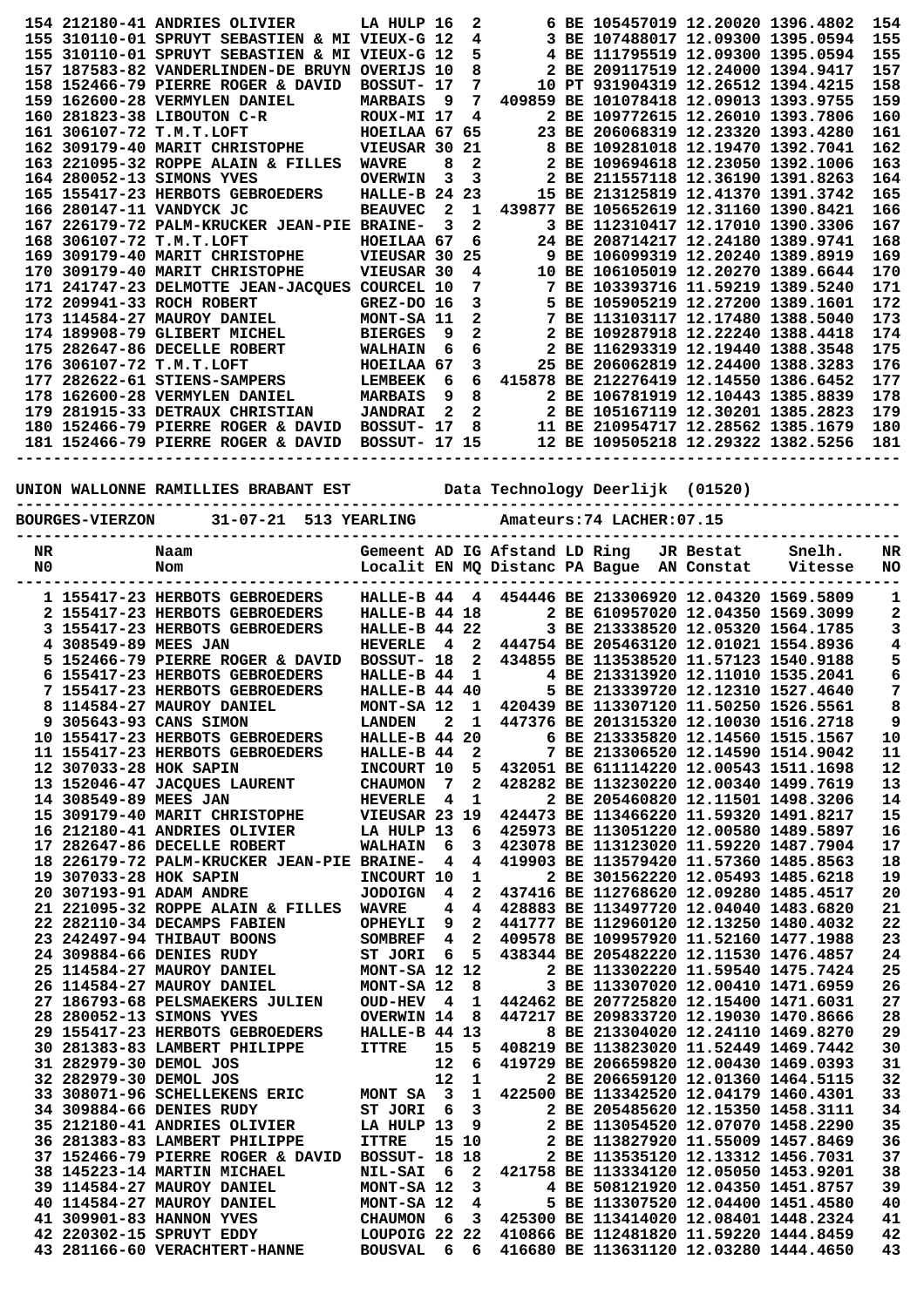| NR | Naam | Gemeent | AD | IG | Afstand | LD | Ring | JR | Bestat | Snelh. | NR |
|---|---|---|---|---|---|---|---|---|---|---|---|
| 154 | 212180-41 ANDRIES OLIVIER | LA HULP | 16 | 2 | 6 | BE | 1054570 | 19 | 12.20020 | 1396.4802 | 154 |
| 155 | 310110-01 SPRUYT SEBASTIEN & MI | VIEUX-G | 12 | 4 | 3 | BE | 1074880 | 17 | 12.09300 | 1395.0594 | 155 |
| 155 | 310110-01 SPRUYT SEBASTIEN & MI | VIEUX-G | 12 | 5 | 4 | BE | 1115955 | 19 | 12.09300 | 1395.0594 | 155 |
| 157 | 187583-82 VANDERLINDEN-DE BRUYN | OVERIJS | 10 | 8 | 2 | BE | 2091175 | 19 | 12.24000 | 1394.9417 | 157 |
| 158 | 152466-79 PIERRE ROGER & DAVID | BOSSUT- | 17 | 7 | 10 | PT | 9319043 | 19 | 12.26512 | 1394.4215 | 158 |
| 159 | 162600-28 VERMYLEN DANIEL | MARBAIS | 9 | 7 | 409859 | BE | 1010784 | 18 | 12.09013 | 1393.9755 | 159 |
| 160 | 281823-38 LIBOUTON C-R | ROUX-MI | 17 | 4 | 2 | BE | 1097726 | 15 | 12.26010 | 1393.7806 | 160 |
| 161 | 306107-72 T.M.T.LOFT | HOEILAA | 67 | 65 | 23 | BE | 2060683 | 19 | 12.23320 | 1393.4280 | 161 |
| 162 | 309179-40 MARIT CHRISTOPHE | VIEUSAR | 30 | 21 | 8 | BE | 1092810 | 18 | 12.19470 | 1392.7041 | 162 |
| 163 | 221095-32 ROPPE ALAIN & FILLES | WAVRE | 8 | 2 | 2 | BE | 1096946 | 18 | 12.23050 | 1392.1006 | 163 |
| 164 | 280052-13 SIMONS YVES | OVERWIN | 3 | 3 | 2 | BE | 2115571 | 18 | 12.36190 | 1391.8263 | 164 |
| 165 | 155417-23 HERBOTS GEBROEDERS | HALLE-B | 24 | 23 | 15 | BE | 2131258 | 19 | 12.41370 | 1391.3742 | 165 |
| 166 | 280147-11 VANDYCK JC | BEAUVEC | 2 | 1 | 439877 | BE | 1056526 | 19 | 12.31160 | 1390.8421 | 166 |
| 167 | 226179-72 PALM-KRUCKER JEAN-PIE | BRAINE- | 3 | 2 | 3 | BE | 1123104 | 17 | 12.17010 | 1390.3306 | 167 |
| 168 | 306107-72 T.M.T.LOFT | HOEILAA | 67 | 6 | 24 | BE | 2087142 | 17 | 12.24180 | 1389.9741 | 168 |
| 169 | 309179-40 MARIT CHRISTOPHE | VIEUSAR | 30 | 25 | 9 | BE | 1060993 | 19 | 12.20240 | 1389.8919 | 169 |
| 170 | 309179-40 MARIT CHRISTOPHE | VIEUSAR | 30 | 4 | 10 | BE | 1061050 | 19 | 12.20270 | 1389.6644 | 170 |
| 171 | 241747-23 DELMOTTE JEAN-JACQUES | COURCEL | 10 | 7 | 7 | BE | 1033937 | 16 | 11.59219 | 1389.5240 | 171 |
| 172 | 209941-33 ROCH ROBERT | GREZ-DO | 16 | 3 | 5 | BE | 1059052 | 19 | 12.27200 | 1389.1601 | 172 |
| 173 | 114584-27 MAUROY DANIEL | MONT-SA | 11 | 2 | 7 | BE | 1131031 | 17 | 12.17480 | 1388.5040 | 173 |
| 174 | 189908-79 GLIBERT MICHEL | BIERGES | 9 | 2 | 2 | BE | 1092879 | 18 | 12.22240 | 1388.4418 | 174 |
| 175 | 282647-86 DECELLE ROBERT | WALHAIN | 6 | 6 | 2 | BE | 1162933 | 19 | 12.19440 | 1388.3548 | 175 |
| 176 | 306107-72 T.M.T.LOFT | HOEILAA | 67 | 3 | 25 | BE | 2060628 | 19 | 12.24400 | 1388.3283 | 176 |
| 177 | 282622-61 STIENS-SAMPERS | LEMBEEK | 6 | 6 | 415878 | BE | 2122764 | 19 | 12.14550 | 1386.6452 | 177 |
| 178 | 162600-28 VERMYLEN DANIEL | MARBAIS | 9 | 8 | 2 | BE | 1067818 | 19 | 12.10443 | 1385.8839 | 178 |
| 179 | 281915-33 DETRAUX CHRISTIAN | JANDRAI | 2 | 2 | 2 | BE | 1051671 | 19 | 12.30201 | 1385.2823 | 179 |
| 180 | 152466-79 PIERRE ROGER & DAVID | BOSSUT- | 17 | 8 | 11 | BE | 2109547 | 17 | 12.28562 | 1385.1679 | 180 |
| 181 | 152466-79 PIERRE ROGER & DAVID | BOSSUT- | 17 | 15 | 12 | BE | 1095052 | 18 | 12.29322 | 1382.5256 | 181 |

UNION WALLONNE RAMILLIES BRABANT EST          Data Technology Deerlijk  (01520)

BOURGES-VIERZON     31-07-21  513 YEARLING          Amateurs:74 LACHER:07.15

| NR N0 | Naam Nom | Gemeent Localit | AD EN | IG MQ | Afstand Distanc | LD PA | Ring Bague | JR AN | Bestat Constat | Snelh. Vitesse | NR NO |
|---|---|---|---|---|---|---|---|---|---|---|---|
| 1 | 155417-23 HERBOTS GEBROEDERS | HALLE-B | 44 | 4 | 454446 | BE | 2133069 | 20 | 12.04320 | 1569.5809 | 1 |
| 2 | 155417-23 HERBOTS GEBROEDERS | HALLE-B | 44 | 18 | 2 | BE | 6109570 | 20 | 12.04350 | 1569.3099 | 2 |
| 3 | 155417-23 HERBOTS GEBROEDERS | HALLE-B | 44 | 22 | 3 | BE | 2133382 | 20 | 12.05320 | 1564.1785 | 3 |
| 4 | 308549-89 MEES JAN | HEVERLE | 4 | 2 | 444754 | BE | 2054631 | 20 | 12.01021 | 1554.8936 | 4 |
| 5 | 152466-79 PIERRE ROGER & DAVID | BOSSUT- | 18 | 2 | 434855 | BE | 1135385 | 20 | 11.57123 | 1540.9188 | 5 |
| 6 | 155417-23 HERBOTS GEBROEDERS | HALLE-B | 44 | 1 | 4 | BE | 2133139 | 20 | 12.11010 | 1535.2041 | 6 |
| 7 | 155417-23 HERBOTS GEBROEDERS | HALLE-B | 44 | 40 | 5 | BE | 2133397 | 20 | 12.12310 | 1527.4640 | 7 |
| 8 | 114584-27 MAUROY DANIEL | MONT-SA | 12 | 1 | 420439 | BE | 1133071 | 20 | 11.50250 | 1526.5561 | 8 |
| 9 | 305643-93 CANS SIMON | LANDEN | 2 | 1 | 447376 | BE | 2013153 | 20 | 12.10030 | 1516.2718 | 9 |
| 10 | 155417-23 HERBOTS GEBROEDERS | HALLE-B | 44 | 20 | 6 | BE | 2133358 | 20 | 12.14560 | 1515.1567 | 10 |
| 11 | 155417-23 HERBOTS GEBROEDERS | HALLE-B | 44 | 2 | 7 | BE | 2133065 | 20 | 12.14590 | 1514.9042 | 11 |
| 12 | 307033-28 HOK SAPIN | INCOURT | 10 | 5 | 432051 | BE | 6111142 | 20 | 12.00543 | 1511.1698 | 12 |
| 13 | 152046-47 JACQUES LAURENT | CHAUMON | 7 | 2 | 428282 | BE | 1132302 | 20 | 12.00340 | 1499.7619 | 13 |
| 14 | 308549-89 MEES JAN | HEVERLE | 4 | 1 | 2 | BE | 2054608 | 20 | 12.11501 | 1498.3206 | 14 |
| 15 | 309179-40 MARIT CHRISTOPHE | VIEUSAR | 23 | 19 | 424473 | BE | 1134662 | 20 | 11.59320 | 1491.8217 | 15 |
| 16 | 212180-41 ANDRIES OLIVIER | LA HULP | 13 | 6 | 425973 | BE | 1130512 | 20 | 12.00580 | 1489.5897 | 16 |
| 17 | 282647-86 DECELLE ROBERT | WALHAIN | 6 | 3 | 423078 | BE | 1131230 | 20 | 11.59220 | 1487.7904 | 17 |
| 18 | 226179-72 PALM-KRUCKER JEAN-PIE | BRAINE- | 4 | 4 | 419903 | BE | 1135794 | 20 | 11.57360 | 1485.8563 | 18 |
| 19 | 307033-28 HOK SAPIN | INCOURT | 10 | 1 | 2 | BE | 3015622 | 20 | 12.05493 | 1485.6218 | 19 |
| 20 | 307193-91 ADAM ANDRE | JODOIGN | 4 | 2 | 437416 | BE | 1127688 | 20 | 12.09280 | 1485.4517 | 20 |
| 21 | 221095-32 ROPPE ALAIN & FILLES | WAVRE | 4 | 4 | 428883 | BE | 1134977 | 20 | 12.04040 | 1483.6820 | 21 |
| 22 | 282110-34 DECAMPS FABIEN | OPHEYLI | 9 | 2 | 441777 | BE | 1129601 | 20 | 12.13250 | 1480.4032 | 22 |
| 23 | 242497-94 THIBAUT BOONS | SOMBREF | 4 | 2 | 409578 | BE | 1099579 | 20 | 11.52160 | 1477.1988 | 23 |
| 24 | 309884-66 DENIES RUDY | ST JORI | 6 | 5 | 438344 | BE | 2054822 | 20 | 12.11530 | 1476.4857 | 24 |
| 25 | 114584-27 MAUROY DANIEL | MONT-SA | 12 | 12 | 2 | BE | 1133022 | 20 | 11.59500 | 1475.7424 | 25 |
| 26 | 114584-27 MAUROY DANIEL | MONT-SA | 12 | 8 | 3 | BE | 1133070 | 20 | 12.00410 | 1471.6959 | 26 |
| 27 | 186793-68 PELSMAEKERS JULIEN | OUD-HEV | 4 | 1 | 442462 | BE | 2077258 | 20 | 12.15400 | 1471.6031 | 27 |
| 28 | 280052-13 SIMONS YVES | OVERWIN | 14 | 8 | 447217 | BE | 2098337 | 20 | 12.19030 | 1470.8666 | 28 |
| 29 | 155417-23 HERBOTS GEBROEDERS | HALLE-B | 44 | 13 | 8 | BE | 2133040 | 20 | 12.24110 | 1469.8270 | 29 |
| 30 | 281383-83 LAMBERT PHILIPPE | ITTRE | 15 | 5 | 408219 | BE | 1138230 | 20 | 11.52449 | 1469.7442 | 30 |
| 31 | 282979-30 DEMOL JOS | | 12 | 6 | 419729 | BE | 2066598 | 20 | 12.00430 | 1469.0393 | 31 |
| 32 | 282979-30 DEMOL JOS | | 12 | 1 | 2 | BE | 2066591 | 20 | 12.01360 | 1464.5115 | 32 |
| 33 | 308071-96 SCHELLEKENS ERIC | MONT SA | 3 | 1 | 422500 | BE | 1133425 | 20 | 12.04179 | 1460.4301 | 33 |
| 34 | 309884-66 DENIES RUDY | ST JORI | 6 | 3 | 2 | BE | 2054856 | 20 | 12.15350 | 1458.3111 | 34 |
| 35 | 212180-41 ANDRIES OLIVIER | LA HULP | 13 | 9 | 2 | BE | 1130548 | 20 | 12.07070 | 1458.2290 | 35 |
| 36 | 281383-83 LAMBERT PHILIPPE | ITTRE | 15 | 10 | 2 | BE | 1138279 | 20 | 11.55009 | 1457.8469 | 36 |
| 37 | 152466-79 PIERRE ROGER & DAVID | BOSSUT- | 18 | 18 | 2 | BE | 1135351 | 20 | 12.13312 | 1456.7031 | 37 |
| 38 | 145223-14 MARTIN MICHAEL | NIL-SAI | 6 | 2 | 421758 | BE | 1133341 | 20 | 12.05050 | 1453.9201 | 38 |
| 39 | 114584-27 MAUROY DANIEL | MONT-SA | 12 | 3 | 4 | BE | 5081219 | 20 | 12.04350 | 1451.8757 | 39 |
| 40 | 114584-27 MAUROY DANIEL | MONT-SA | 12 | 4 | 5 | BE | 1133075 | 20 | 12.04400 | 1451.4580 | 40 |
| 41 | 309901-83 HANNON YVES | CHAUMON | 6 | 3 | 425300 | BE | 1134141 | 20 | 12.08401 | 1448.2324 | 41 |
| 42 | 220302-15 SPRUYT EDDY | LOUPOIG | 22 | 22 | 410866 | BE | 1124818 | 20 | 11.59220 | 1444.8459 | 42 |
| 43 | 281166-60 VERACHTERT-HANNE | BOUSVAL | 6 | 6 | 416680 | BE | 1136311 | 20 | 12.03280 | 1444.4650 | 43 |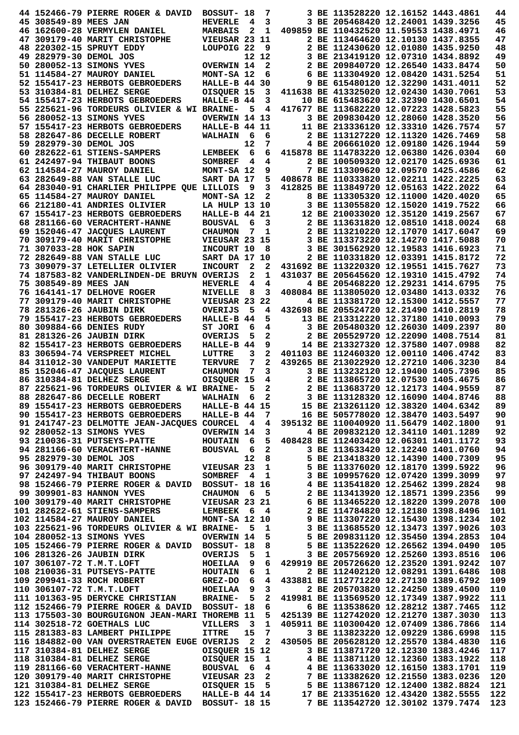```
 44 152466-79 PIERRE ROGER & DAVID  BOSSUT- 18  7       3 BE 113528220 12.16152 1443.4861   44
 45 308549-89 MEES JAN              HEVERLE  4  3       3 BE 205468420 12.24001 1439.3256   45
 46 162600-28 VERMYLEN DANIEL       MARBAIS  2  1  409859 BE 110432520 11.59553 1438.4971   46
 47 309179-40 MARIT CHRISTOPHE      VIEUSAR 23 11       2 BE 113464620 12.10130 1437.8355   47
 48 220302-15 SPRUYT EDDY           LOUPOIG 22  9       2 BE 112430620 12.01080 1435.9250   48
 49 282979-30 DEMOL JOS                     12 12       3 BE 213419120 12.07310 1434.8892   49
 50 280052-13 SIMONS YVES           OVERWIN 14  2       2 BE 209840720 12.26540 1433.8474   50
 51 114584-27 MAUROY DANIEL         MONT-SA 12  6       6 BE 113304920 12.08420 1431.5254   51
 52 155417-23 HERBOTS GEBROEDERS    HALLE-B 44 30       9 BE 615480120 12.32290 1431.4011   52
 53 310384-81 DELHEZ SERGE          OISQUER 15  3  411638 BE 413325020 12.02430 1430.7061   53
 54 155417-23 HERBOTS GEBROEDERS    HALLE-B 44  3      10 BE 615483620 12.32390 1430.6501   54
 55 225621-96 TORDEURS OLIVIER & WI BRAINE-  5  4  417677 BE 113682220 12.07223 1428.5823   55
 56 280052-13 SIMONS YVES           OVERWIN 14 13       3 BE 209830420 12.28060 1428.3520   56
 57 155417-23 HERBOTS GEBROEDERS    HALLE-B 44 11      11 BE 213336120 12.33310 1426.7574   57
 58 282647-86 DECELLE ROBERT        WALHAIN  6  6       2 BE 113127220 12.11320 1426.7469   58
 59 282979-30 DEMOL JOS                     12  7       4 BE 206661020 12.09180 1426.1944   59
 60 282622-61 STIENS-SAMPERS        LEMBEEK  6  6  415878 BE 114783220 12.06380 1426.0304   60
 61 242497-94 THIBAUT BOONS         SOMBREF  4  4       2 BE 100509320 12.02170 1425.6936   61
 62 114584-27 MAUROY DANIEL         MONT-SA 12  9       7 BE 113309620 12.09570 1425.4586   62
 63 282649-88 VAN STALLE LUC        SART DA 17  5  408678 BE 110333820 12.02211 1422.2225   63
 64 283040-91 CHARLIER PHILIPPE QUE LILLOIS  9  3  412825 BE 113849720 12.05163 1422.2022   64
 65 114584-27 MAUROY DANIEL         MONT-SA 12  2       8 BE 113305320 12.11000 1420.4020   65
 66 212180-41 ANDRIES OLIVIER       LA HULP 13 10       3 BE 113055820 12.15020 1419.7522   66
 67 155417-23 HERBOTS GEBROEDERS    HALLE-B 44 21      12 BE 210033020 12.35120 1419.2567   67
 68 281166-60 VERACHTERT-HANNE      BOUSVAL  6  3       2 BE 113631820 12.08510 1418.0024   68
 69 152046-47 JACQUES LAURENT       CHAUMON  7  1       2 BE 113210220 12.17070 1417.6047   69
 70 309179-40 MARIT CHRISTOPHE      VIEUSAR 23 15       3 BE 113373220 12.14270 1417.5088   70
 71 307033-28 HOK SAPIN             INCOURT 10  8       3 BE 301562920 12.19583 1416.6923   71
 72 282649-88 VAN STALLE LUC        SART DA 17 10       2 BE 110331820 12.03391 1415.8172   72
 73 309079-37 LETELLIER OLIVIER     INCOURT  2  2  431692 BE 113220320 12.19551 1415.7627   73
 74 187583-82 VANDERLINDEN-DE BRUYN OVERIJS  2  1  431037 BE 205645620 12.19310 1415.4792   74
 75 308549-89 MEES JAN              HEVERLE  4  4       4 BE 205468220 12.29231 1414.6795   75
 76 164141-17 DELHOVE ROGER         NIVELLE  8  3  408084 BE 113805020 12.03480 1413.0332   76
 77 309179-40 MARIT CHRISTOPHE      VIEUSAR 23 22       4 BE 113381720 12.15300 1412.5557   77
 78 281326-26 JAUBIN DIRK           OVERIJS  5  4  432698 BE 205524720 12.21490 1410.2819   78
 79 155417-23 HERBOTS GEBROEDERS    HALLE-B 44  5      13 BE 213312220 12.37180 1410.0093   79
 80 309884-66 DENIES RUDY           ST JORI  6  4       3 BE 205480320 12.26030 1409.2397   80
 81 281326-26 JAUBIN DIRK           OVERIJS  5  2       2 BE 205529720 12.22090 1408.7514   81
 82 155417-23 HERBOTS GEBROEDERS    HALLE-B 44  9      14 BE 213327320 12.37580 1407.0988   82
 83 306594-74 VERSPREET MICHEL      LUTTRE   3  2  401103 BE 112460320 12.00110 1406.4742   83
 84 311012-30 VANDEPUT MARIETTE     TERVURE  7  2  439265 BE 213022920 12.27210 1406.3230   84
 85 152046-47 JACQUES LAURENT       CHAUMON  7  3       3 BE 113232120 12.19400 1405.7396   85
 86 310384-81 DELHEZ SERGE          OISQUER 15  4       2 BE 113865720 12.07530 1405.4675   86
 87 225621-96 TORDEURS OLIVIER & WI BRAINE-  5  2       2 BE 113683720 12.12173 1404.9559   87
 88 282647-86 DECELLE ROBERT        WALHAIN  6  2       3 BE 113128320 12.16090 1404.8746   88
 89 155417-23 HERBOTS GEBROEDERS    HALLE-B 44 15      15 BE 213261120 12.38320 1404.6342   89
 90 155417-23 HERBOTS GEBROEDERS    HALLE-B 44  7      16 BE 505778020 12.38470 1403.5497   90
 91 241747-23 DELMOTTE JEAN-JACQUES COURCEL  4  4  395132 BE 110040920 11.56479 1402.1800   91
 92 280052-13 SIMONS YVES           OVERWIN 14  3       4 BE 209832120 12.34110 1401.1289   92
 93 210036-31 PUTSEYS-PATTE         HOUTAIN  6  5  408428 BE 112403420 12.06301 1401.1172   93
 94 281166-60 VERACHTERT-HANNE      BOUSVAL  6  2       3 BE 113633420 12.12240 1401.0760   94
 95 282979-30 DEMOL JOS                     12  8       5 BE 213418320 12.14390 1400.7309   95
 96 309179-40 MARIT CHRISTOPHE      VIEUSAR 23  1       5 BE 113376020 12.18170 1399.5922   96
 97 242497-94 THIBAUT BOONS         SOMBREF  4  1       3 BE 109957620 12.07420 1399.3099   97
 98 152466-79 PIERRE ROGER & DAVID  BOSSUT- 18 16       4 BE 113541820 12.25462 1399.2824   98
 99 309901-83 HANNON YVES           CHAUMON  6  5       2 BE 113413920 12.18571 1399.2356   99
100 309179-40 MARIT CHRISTOPHE      VIEUSAR 23 21       6 BE 113465220 12.18220 1399.2078  100
101 282622-61 STIENS-SAMPERS        LEMBEEK  6  4       2 BE 114784820 12.12180 1398.8496  101
102 114584-27 MAUROY DANIEL         MONT-SA 12 10       9 BE 113307220 12.15430 1398.1234  102
103 225621-96 TORDEURS OLIVIER & WI BRAINE-  5  1       3 BE 113685520 12.13473 1397.9026  103
104 280052-13 SIMONS YVES           OVERWIN 14  5       5 BE 209831120 12.35450 1394.2853  104
105 152466-79 PIERRE ROGER & DAVID  BOSSUT- 18  8       5 BE 113522620 12.26562 1394.0490  105
106 281326-26 JAUBIN DIRK           OVERIJS  5  1       3 BE 205756920 12.25260 1393.8516  106
107 306107-72 T.M.T.LOFT            HOEILAA  9  6  429919 BE 205726620 12.23520 1391.9242  107
108 210036-31 PUTSEYS-PATTE         HOUTAIN  6  1       2 BE 112402120 12.08291 1391.6486  108
109 209941-33 ROCH ROBERT           GREZ-DO  6  4  433881 BE 112771220 12.27130 1389.6792  109
110 306107-72 T.M.T.LOFT            HOEILAA  9  3       2 BE 205703820 12.24250 1389.4500  110
111 101363-95 DERYCKE CHRISTIAN     BRAINE-  5  2  419981 BE 113569520 12.17349 1387.9922  111
112 152466-79 PIERRE ROGER & DAVID  BOSSUT- 18  6       6 BE 113538620 12.28212 1387.7465  112
113 175503-30 BOURGUIGNON JEAN-MARI THOREMB 11  5  425139 BE 112742020 12.21270 1387.3030  113
114 302518-72 GOETHALS LUC          VILLERS  3  1  405911 BE 110300420 12.07409 1386.7866  114
115 281383-83 LAMBERT PHILIPPE      ITTRE   15  7       3 BE 113823220 12.09229 1386.6998  115
116 184882-00 VAN OVERSTRAETEN EUGE OVERIJS  2  2  430505 BE 205628120 12.25570 1384.4830  116
117 310384-81 DELHEZ SERGE          OISQUER 15 12       3 BE 113871720 12.12330 1383.4246  117
118 310384-81 DELHEZ SERGE          OISQUER 15  1       4 BE 113871120 12.12360 1383.1922  118
119 281166-60 VERACHTERT-HANNE      BOUSVAL  6  4       4 BE 113633020 12.16150 1383.1701  119
120 309179-40 MARIT CHRISTOPHE      VIEUSAR 23  2       7 BE 113382620 12.21550 1383.0236  120
121 310384-81 DELHEZ SERGE          OISQUER 15  5       5 BE 113867120 12.12400 1382.8824  121
122 155417-23 HERBOTS GEBROEDERS    HALLE-B 44 14      17 BE 213351620 12.43420 1382.5555  122
123 152466-79 PIERRE ROGER & DAVID  BOSSUT- 18 15       7 BE 113542720 12.30102 1379.7474  123
```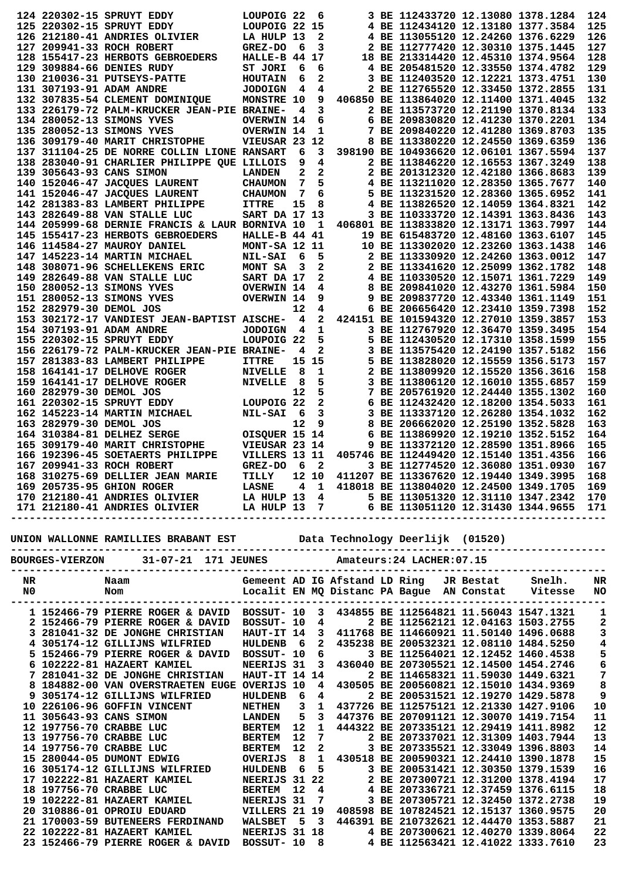| NR | Naam | Gemeent | AD | IG | Afstand | LD Ring | JR | Bestat | Snelh. | NR |
|---|---|---|---|---|---|---|---|---|---|---|
| 124 | 220302-15 SPRUYT EDDY | LOUPOIG | 22 | 6 | | 3 BE 1124337 | 20 | 12.13080 | 1378.1284 | 124 |
| 125 | 220302-15 SPRUYT EDDY | LOUPOIG | 22 | 15 | | 4 BE 1124341 | 20 | 12.13180 | 1377.3584 | 125 |
| 126 | 212180-41 ANDRIES OLIVIER | LA HULP | 13 | 2 | | 4 BE 1130551 | 20 | 12.24260 | 1376.6229 | 126 |
| 127 | 209941-33 ROCH ROBERT | GREZ-DO | 6 | 3 | | 2 BE 1127774 | 20 | 12.30310 | 1375.1445 | 127 |
| 128 | 155417-23 HERBOTS GEBROEDERS | HALLE-B | 44 | 17 | | 18 BE 2133144 | 20 | 12.45310 | 1374.9564 | 128 |
| 129 | 309884-66 DENIES RUDY | ST JORI | 6 | 6 | | 4 BE 2054815 | 20 | 12.33550 | 1374.4782 | 129 |
| 130 | 210036-31 PUTSEYS-PATTE | HOUTAIN | 6 | 2 | | 3 BE 1124035 | 20 | 12.12221 | 1373.4751 | 130 |
| 131 | 307193-91 ADAM ANDRE | JODOIGN | 4 | 4 | | 2 BE 1127655 | 20 | 12.33450 | 1372.2855 | 131 |
| 132 | 307835-54 CLEMENT DOMINIQUE | MONSTRE | 10 | 9 | 406850 | BE 1138640 | 20 | 12.11400 | 1371.4045 | 132 |
| 133 | 226179-72 PALM-KRUCKER JEAN-PIE | BRAINE- | 4 | 3 | | 2 BE 1135737 | 20 | 12.21190 | 1370.8134 | 133 |
| 134 | 280052-13 SIMONS YVES | OVERWIN | 14 | 6 | | 6 BE 2098308 | 20 | 12.41230 | 1370.2201 | 134 |
| 135 | 280052-13 SIMONS YVES | OVERWIN | 14 | 1 | | 7 BE 2098402 | 20 | 12.41280 | 1369.8703 | 135 |
| 136 | 309179-40 MARIT CHRISTOPHE | VIEUSAR | 23 | 12 | | 8 BE 1133802 | 20 | 12.24550 | 1369.6359 | 136 |
| 137 | 311104-25 DE NORRE COLLIN LIONE | RANSART | 6 | 3 | 398190 | BE 1049366 | 20 | 12.06101 | 1367.5594 | 137 |
| 138 | 283040-91 CHARLIER PHILIPPE QUE | LILLOIS | 9 | 4 | | 2 BE 1138462 | 20 | 12.16553 | 1367.3249 | 138 |
| 139 | 305643-93 CANS SIMON | LANDEN | 2 | 2 | | 2 BE 2013123 | 20 | 12.42180 | 1366.8683 | 139 |
| 140 | 152046-47 JACQUES LAURENT | CHAUMON | 7 | 5 | | 4 BE 1132110 | 20 | 12.28350 | 1365.7677 | 140 |
| 141 | 152046-47 JACQUES LAURENT | CHAUMON | 7 | 6 | | 5 BE 1132315 | 20 | 12.28360 | 1365.6952 | 141 |
| 142 | 281383-83 LAMBERT PHILIPPE | ITTRE | 15 | 8 | | 4 BE 1138265 | 20 | 12.14059 | 1364.8321 | 142 |
| 143 | 282649-88 VAN STALLE LUC | SART DA | 17 | 13 | | 3 BE 1103337 | 20 | 12.14391 | 1363.8436 | 143 |
| 144 | 205999-68 DERNIE FRANCIS & LAUR | BORNIVA | 10 | 1 | 406801 | BE 1138338 | 20 | 12.13171 | 1363.7997 | 144 |
| 145 | 155417-23 HERBOTS GEBROEDERS | HALLE-B | 44 | 41 | | 19 BE 6154837 | 20 | 12.48160 | 1363.6107 | 145 |
| 146 | 114584-27 MAUROY DANIEL | MONT-SA | 12 | 11 | | 10 BE 1133020 | 20 | 12.23260 | 1363.1438 | 146 |
| 147 | 145223-14 MARTIN MICHAEL | NIL-SAI | 6 | 5 | | 2 BE 1133309 | 20 | 12.24260 | 1363.0012 | 147 |
| 148 | 308071-96 SCHELLEKENS ERIC | MONT SA | 3 | 2 | | 2 BE 1133416 | 20 | 12.25099 | 1362.1782 | 148 |
| 149 | 282649-88 VAN STALLE LUC | SART DA | 17 | 2 | | 4 BE 1103305 | 20 | 12.15071 | 1361.7229 | 149 |
| 150 | 280052-13 SIMONS YVES | OVERWIN | 14 | 4 | | 8 BE 2098410 | 20 | 12.43270 | 1361.5984 | 150 |
| 151 | 280052-13 SIMONS YVES | OVERWIN | 14 | 9 | | 9 BE 2098377 | 20 | 12.43340 | 1361.1149 | 151 |
| 152 | 282979-30 DEMOL JOS | | 12 | 4 | | 6 BE 2066564 | 20 | 12.23410 | 1359.7398 | 152 |
| 153 | 302172-17 VANDIEST JEAN-BAPTIST | AISCHE- | 4 | 2 | 424151 | BE 1015943 | 20 | 12.27010 | 1359.3857 | 153 |
| 154 | 307193-91 ADAM ANDRE | JODOIGN | 4 | 1 | | 3 BE 1127679 | 20 | 12.36470 | 1359.3495 | 154 |
| 155 | 220302-15 SPRUYT EDDY | LOUPOIG | 22 | 5 | | 5 BE 1124305 | 20 | 12.17310 | 1358.1599 | 155 |
| 156 | 226179-72 PALM-KRUCKER JEAN-PIE | BRAINE- | 4 | 2 | | 3 BE 1135754 | 20 | 12.24190 | 1357.5182 | 156 |
| 157 | 281383-83 LAMBERT PHILIPPE | ITTRE | 15 | 15 | | 5 BE 1138280 | 20 | 12.15559 | 1356.5173 | 157 |
| 158 | 164141-17 DELHOVE ROGER | NIVELLE | 8 | 1 | | 2 BE 1138099 | 20 | 12.15520 | 1356.3616 | 158 |
| 159 | 164141-17 DELHOVE ROGER | NIVELLE | 8 | 5 | | 3 BE 1138061 | 20 | 12.16010 | 1355.6857 | 159 |
| 160 | 282979-30 DEMOL JOS | | 12 | 5 | | 7 BE 2057619 | 20 | 12.24440 | 1355.1302 | 160 |
| 161 | 220302-15 SPRUYT EDDY | LOUPOIG | 22 | 2 | | 6 BE 1124324 | 20 | 12.18200 | 1354.5033 | 161 |
| 162 | 145223-14 MARTIN MICHAEL | NIL-SAI | 6 | 3 | | 3 BE 1133371 | 20 | 12.26280 | 1354.1032 | 162 |
| 163 | 282979-30 DEMOL JOS | | 12 | 9 | | 8 BE 2066620 | 20 | 12.25190 | 1352.5828 | 163 |
| 164 | 310384-81 DELHEZ SERGE | OISQUER | 15 | 14 | | 6 BE 1138699 | 20 | 12.19210 | 1352.5152 | 164 |
| 165 | 309179-40 MARIT CHRISTOPHE | VIEUSAR | 23 | 14 | | 9 BE 1133721 | 20 | 12.28590 | 1351.8966 | 165 |
| 166 | 192396-45 SOETAERTS PHILIPPE | VILLERS | 13 | 11 | 405746 | BE 1124496 | 20 | 12.15140 | 1351.4356 | 166 |
| 167 | 209941-33 ROCH ROBERT | GREZ-DO | 6 | 2 | | 3 BE 1127745 | 20 | 12.36080 | 1351.0930 | 167 |
| 168 | 310275-69 DELLIER JEAN MARIE | TILLY | 12 | 10 | 411207 | BE 1133676 | 20 | 12.19440 | 1349.3995 | 168 |
| 169 | 205735-95 GHION ROGER | LASNE | 4 | 1 | 418018 | BE 1138040 | 20 | 12.24500 | 1349.1705 | 169 |
| 170 | 212180-41 ANDRIES OLIVIER | LA HULP | 13 | 4 | | 5 BE 1130513 | 20 | 12.31110 | 1347.2342 | 170 |
| 171 | 212180-41 ANDRIES OLIVIER | LA HULP | 13 | 7 | | 6 BE 1130511 | 20 | 12.31430 | 1344.9655 | 171 |

UNION WALLONNE RAMILLIES BRABANT EST          Data Technology Deerlijk  (01520)

BOURGES-VIERZON      31-07-21  171 JEUNES          Amateurs:24 LACHER:07.15

| NR<br>N0 | Naam<br>Nom | Gemeent<br>Localit | AD<br>EN | IG<br>MQ | Afstand<br>Distanc | LD Ring<br>PA Bague | JR<br>AN | Bestat<br>Constat | Snelh.<br>Vitesse | NR<br>NO |
|---|---|---|---|---|---|---|---|---|---|---|
| 1 | 152466-79 PIERRE ROGER & DAVID | BOSSUT- | 10 | 3 | 434855 | BE 1125648 | 21 | 11.56043 | 1547.1321 | 1 |
| 2 | 152466-79 PIERRE ROGER & DAVID | BOSSUT- | 10 | 4 | | 2 BE 1125621 | 21 | 12.04163 | 1503.2755 | 2 |
| 3 | 281041-32 DE JONGHE CHRISTIAN | HAUT-IT | 14 | 3 | 411768 | BE 1146609 | 21 | 11.50140 | 1496.0688 | 3 |
| 4 | 305174-12 GILLIJNS WILFRIED | HULDENB | 6 | 2 | 435238 | BE 2005323 | 21 | 12.08110 | 1484.5250 | 4 |
| 5 | 152466-79 PIERRE ROGER & DAVID | BOSSUT- | 10 | 6 | | 3 BE 1125640 | 21 | 12.12452 | 1460.4538 | 5 |
| 6 | 102222-81 HAZAERT KAMIEL | NEERIJS | 31 | 3 | 436040 | BE 2073055 | 21 | 12.14500 | 1454.2746 | 6 |
| 7 | 281041-32 DE JONGHE CHRISTIAN | HAUT-IT | 14 | 14 | | 2 BE 1146583 | 21 | 11.59030 | 1449.6321 | 7 |
| 8 | 184882-00 VAN OVERSTRAETEN EUGE | OVERIJS | 10 | 4 | 430505 | BE 2005608 | 21 | 12.15030 | 1434.9369 | 8 |
| 9 | 305174-12 GILLIJNS WILFRIED | HULDENB | 6 | 4 | | 2 BE 2005315 | 21 | 12.19270 | 1429.5878 | 9 |
| 10 | 226106-96 GOFFIN VINCENT | NETHEN | 3 | 1 | 437726 | BE 1125751 | 21 | 12.21330 | 1427.9106 | 10 |
| 11 | 305643-93 CANS SIMON | LANDEN | 5 | 3 | 447376 | BE 2070911 | 21 | 12.30070 | 1419.7154 | 11 |
| 12 | 197756-70 CRABBE LUC | BERTEM | 12 | 1 | 444322 | BE 2073351 | 21 | 12.29419 | 1411.8982 | 12 |
| 13 | 197756-70 CRABBE LUC | BERTEM | 12 | 7 | | 2 BE 2073370 | 21 | 12.31309 | 1403.7944 | 13 |
| 14 | 197756-70 CRABBE LUC | BERTEM | 12 | 2 | | 3 BE 2073355 | 21 | 12.33049 | 1396.8803 | 14 |
| 15 | 280044-05 DUMONT EDWIG | OVERIJS | 8 | 1 | 430518 | BE 2005903 | 21 | 12.24410 | 1390.1878 | 15 |
| 16 | 305174-12 GILLIJNS WILFRIED | HULDENB | 6 | 5 | | 3 BE 2005314 | 21 | 12.30350 | 1379.1539 | 16 |
| 17 | 102222-81 HAZAERT KAMIEL | NEERIJS | 31 | 22 | | 2 BE 2073007 | 21 | 12.31200 | 1378.4194 | 17 |
| 18 | 197756-70 CRABBE LUC | BERTEM | 12 | 4 | | 4 BE 2073366 | 21 | 12.37459 | 1376.6115 | 18 |
| 19 | 102222-81 HAZAERT KAMIEL | NEERIJS | 31 | 7 | | 3 BE 2073057 | 21 | 12.32450 | 1372.2738 | 19 |
| 20 | 310886-01 OPROIU EDUARD | VILLERS | 21 | 19 | 408598 | BE 1078245 | 21 | 12.15137 | 1360.9575 | 20 |
| 21 | 170003-59 BUTENEERS FERDINAND | WALSBET | 5 | 3 | 446391 | BE 2107326 | 21 | 12.44470 | 1353.5887 | 21 |
| 22 | 102222-81 HAZAERT KAMIEL | NEERIJS | 31 | 18 | | 4 BE 2073006 | 21 | 12.40270 | 1339.8064 | 22 |
| 23 | 152466-79 PIERRE ROGER & DAVID | BOSSUT- | 10 | 8 | | 4 BE 1125634 | 21 | 12.41022 | 1333.7610 | 23 |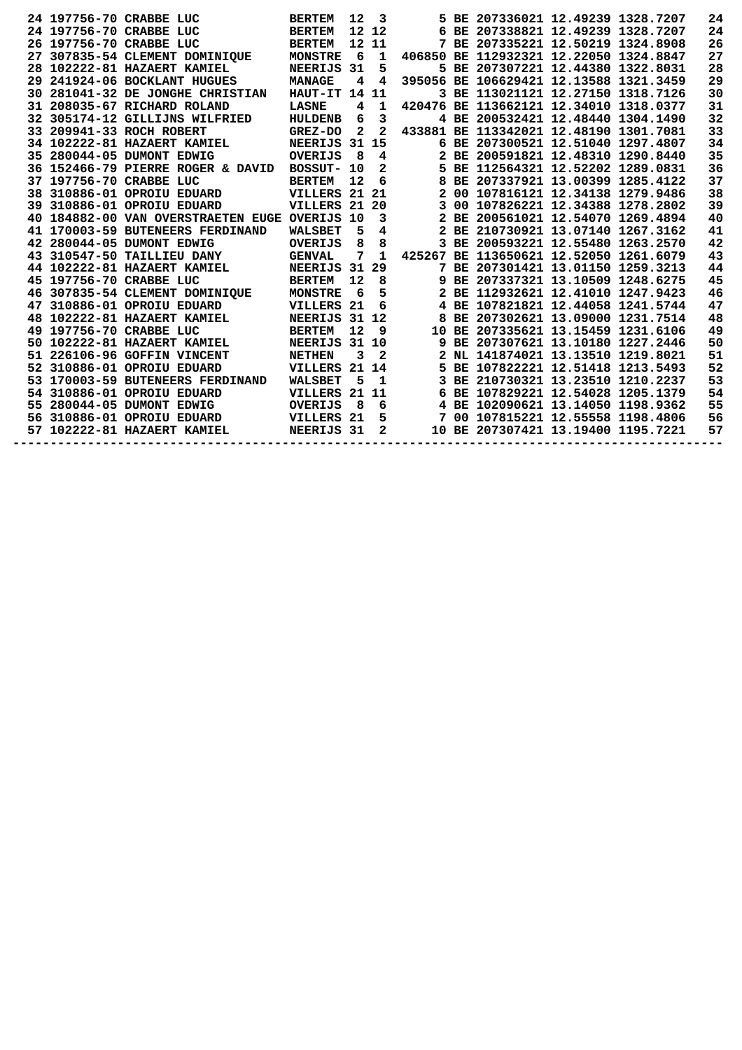| | | | | | | | | | | | | |
|---|---|---|---|---|---|---|---|---|---|---|---|---|
| 24 | 197756-70 | CRABBE LUC | BERTEM | 12 | 3 | | 5 | BE | 207336021 | 12.49239 | 1328.7207 | 24 |
| 24 | 197756-70 | CRABBE LUC | BERTEM | 12 | 12 | | 6 | BE | 207338821 | 12.49239 | 1328.7207 | 24 |
| 26 | 197756-70 | CRABBE LUC | BERTEM | 12 | 11 | | 7 | BE | 207335221 | 12.50219 | 1324.8908 | 26 |
| 27 | 307835-54 | CLEMENT DOMINIQUE | MONSTRE | 6 | 1 | 406850 | 1 | BE | 112932321 | 12.22050 | 1324.8847 | 27 |
| 28 | 102222-81 | HAZAERT KAMIEL | NEERIJS | 31 | 5 | | 5 | BE | 207307221 | 12.44380 | 1322.8031 | 28 |
| 29 | 241924-06 | BOCKLANT HUGUES | MANAGE | 4 | 4 | 395056 | 1 | BE | 106629421 | 12.13588 | 1321.3459 | 29 |
| 30 | 281041-32 | DE JONGHE CHRISTIAN | HAUT-IT | 14 | 11 | | 3 | BE | 113021121 | 12.27150 | 1318.7126 | 30 |
| 31 | 208035-67 | RICHARD ROLAND | LASNE | 4 | 1 | 420476 | 1 | BE | 113662121 | 12.34010 | 1318.0377 | 31 |
| 32 | 305174-12 | GILLIJNS WILFRIED | HULDENB | 6 | 3 | | 4 | BE | 200532421 | 12.48440 | 1304.1490 | 32 |
| 33 | 209941-33 | ROCH ROBERT | GREZ-DO | 2 | 2 | 433881 | 1 | BE | 113342021 | 12.48190 | 1301.7081 | 33 |
| 34 | 102222-81 | HAZAERT KAMIEL | NEERIJS | 31 | 15 | | 6 | BE | 207300521 | 12.51040 | 1297.4807 | 34 |
| 35 | 280044-05 | DUMONT EDWIG | OVERIJS | 8 | 4 | | 2 | BE | 200591821 | 12.48310 | 1290.8440 | 35 |
| 36 | 152466-79 | PIERRE ROGER & DAVID | BOSSUT- | 10 | 2 | | 5 | BE | 112564321 | 12.52202 | 1289.0831 | 36 |
| 37 | 197756-70 | CRABBE LUC | BERTEM | 12 | 6 | | 8 | BE | 207337921 | 13.00399 | 1285.4122 | 37 |
| 38 | 310886-01 | OPROIU EDUARD | VILLERS | 21 | 21 | | 2 | 00 | 107816121 | 12.34138 | 1279.9486 | 38 |
| 39 | 310886-01 | OPROIU EDUARD | VILLERS | 21 | 20 | | 3 | 00 | 107826221 | 12.34388 | 1278.2802 | 39 |
| 40 | 184882-00 | VAN OVERSTRAETEN EUGE | OVERIJS | 10 | 3 | | 2 | BE | 200561021 | 12.54070 | 1269.4894 | 40 |
| 41 | 170003-59 | BUTENEERS FERDINAND | WALSBET | 5 | 4 | | 2 | BE | 210730921 | 13.07140 | 1267.3162 | 41 |
| 42 | 280044-05 | DUMONT EDWIG | OVERIJS | 8 | 8 | | 3 | BE | 200593221 | 12.55480 | 1263.2570 | 42 |
| 43 | 310547-50 | TAILLIEU DANY | GENVAL | 7 | 1 | 425267 | 1 | BE | 113650621 | 12.52050 | 1261.6079 | 43 |
| 44 | 102222-81 | HAZAERT KAMIEL | NEERIJS | 31 | 29 | | 7 | BE | 207301421 | 13.01150 | 1259.3213 | 44 |
| 45 | 197756-70 | CRABBE LUC | BERTEM | 12 | 8 | | 9 | BE | 207337321 | 13.10509 | 1248.6275 | 45 |
| 46 | 307835-54 | CLEMENT DOMINIQUE | MONSTRE | 6 | 5 | | 2 | BE | 112932621 | 12.41010 | 1247.9423 | 46 |
| 47 | 310886-01 | OPROIU EDUARD | VILLERS | 21 | 6 | | 4 | BE | 107821821 | 12.44058 | 1241.5744 | 47 |
| 48 | 102222-81 | HAZAERT KAMIEL | NEERIJS | 31 | 12 | | 8 | BE | 207302621 | 13.09000 | 1231.7514 | 48 |
| 49 | 197756-70 | CRABBE LUC | BERTEM | 12 | 9 | | 10 | BE | 207335621 | 13.15459 | 1231.6106 | 49 |
| 50 | 102222-81 | HAZAERT KAMIEL | NEERIJS | 31 | 10 | | 9 | BE | 207307621 | 13.10180 | 1227.2446 | 50 |
| 51 | 226106-96 | GOFFIN VINCENT | NETHEN | 3 | 2 | | 2 | NL | 141874021 | 13.13510 | 1219.8021 | 51 |
| 52 | 310886-01 | OPROIU EDUARD | VILLERS | 21 | 14 | | 5 | BE | 107822221 | 12.51418 | 1213.5493 | 52 |
| 53 | 170003-59 | BUTENEERS FERDINAND | WALSBET | 5 | 1 | | 3 | BE | 210730321 | 13.23510 | 1210.2237 | 53 |
| 54 | 310886-01 | OPROIU EDUARD | VILLERS | 21 | 11 | | 6 | BE | 107829221 | 12.54028 | 1205.1379 | 54 |
| 55 | 280044-05 | DUMONT EDWIG | OVERIJS | 8 | 6 | | 4 | BE | 102090621 | 13.14050 | 1198.9362 | 55 |
| 56 | 310886-01 | OPROIU EDUARD | VILLERS | 21 | 5 | | 7 | 00 | 107815221 | 12.55558 | 1198.4806 | 56 |
| 57 | 102222-81 | HAZAERT KAMIEL | NEERIJS | 31 | 2 | | 10 | BE | 207307421 | 13.19400 | 1195.7221 | 57 |